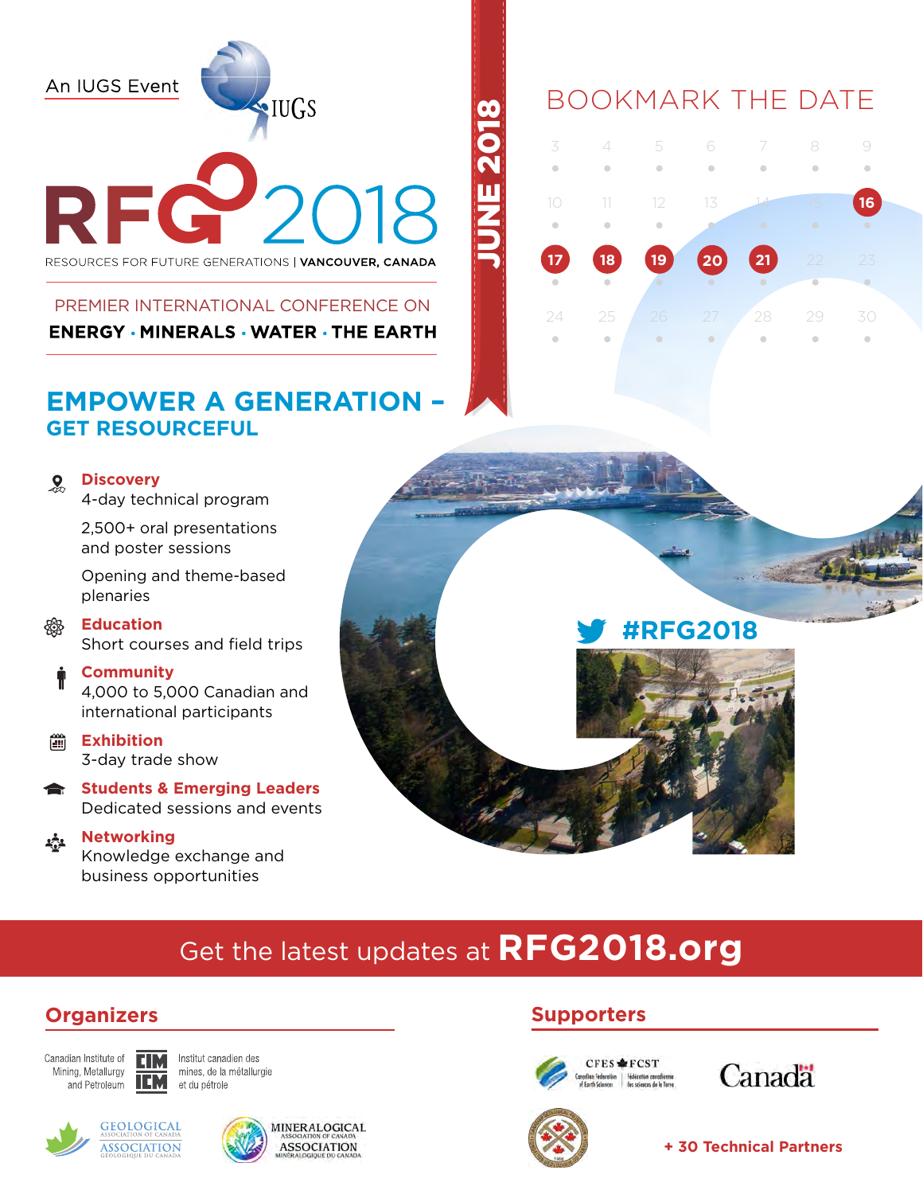An IUGS Event

IUGS

# RFG 2018

RESOURCES FOR FUTURE GENERATIONS | **VANCOUVER, CANADA**

PREMIER INTERNATIONAL CONFERENCE ON

**ENERGY · MINERALS · WATER · THE EARTH**

**JUNE 2018**

## BOOKMARK THE DATE

| | | | | | | |
|---|---|---|---|---|---|---|
| 3 | 4 | 5 | 6 | 7 | 8 | 9 |
| 10 | 11 | 12 | 13 | 14 | 15 | **16** |
| **17** | **18** | **19** | **20** | **21** | 22 | 23 |
| 24 | 25 | 26 | 27 | 28 | 29 | 30 |

## EMPOWER A GENERATION – GET RESOURCEFUL

**Discovery**
4-day technical program

2,500+ oral presentations and poster sessions

Opening and theme-based plenaries

**Education**
Short courses and field trips

**Community**
4,000 to 5,000 Canadian and international participants

**Exhibition**
3-day trade show

**Students & Emerging Leaders**
Dedicated sessions and events

**Networking**
Knowledge exchange and business opportunities

**#RFG2018**

Get the latest updates at **RFG2018.org**

## Organizers

Canadian Institute of Mining, Metallurgy and Petroleum | CIM ICM | Institut canadien des mines, de la métallurgie et du pétrole

Geological Association of Canada / Association Géologique du Canada

Mineralogical Association of Canada / Association Minéralogique du Canada

## Supporters

CFES ✦ FCST — Canadian Federation of Earth Sciences | Fédération canadienne des sciences de la Terre

Canada

**+ 30 Technical Partners**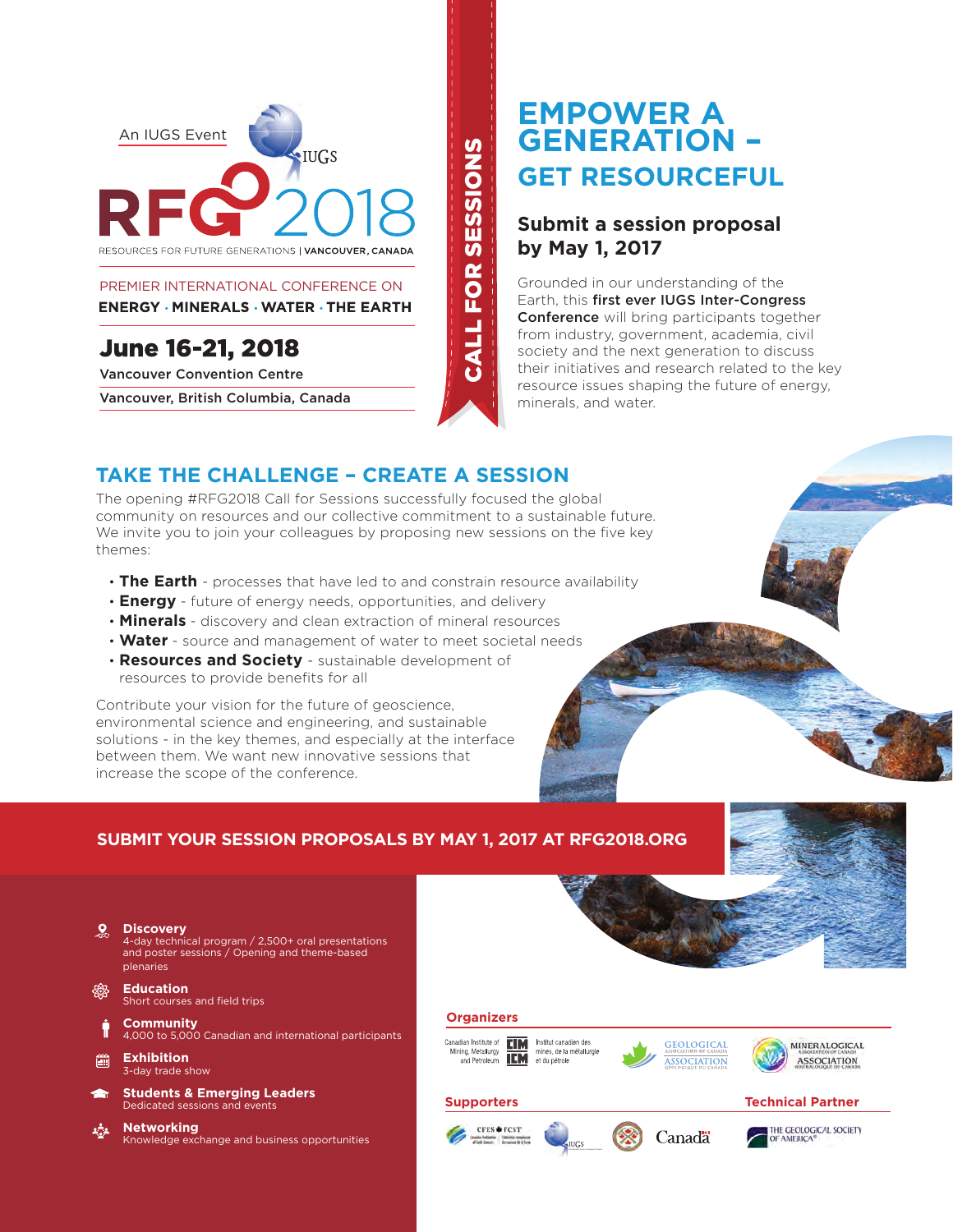An IUGS Event

IUGS

# RFG2018

RESOURCES FOR FUTURE GENERATIONS | **VANCOUVER, CANADA**

PREMIER INTERNATIONAL CONFERENCE ON
**ENERGY · MINERALS · WATER · THE EARTH**

## June 16-21, 2018

Vancouver Convention Centre

Vancouver, British Columbia, Canada

**CALL FOR SESSIONS**

# EMPOWER A GENERATION – GET RESOURCEFUL

### Submit a session proposal by May 1, 2017

Grounded in our understanding of the Earth, this **first ever IUGS Inter-Congress Conference** will bring participants together from industry, government, academia, civil society and the next generation to discuss their initiatives and research related to the key resource issues shaping the future of energy, minerals, and water.

## TAKE THE CHALLENGE – CREATE A SESSION

The opening #RFG2018 Call for Sessions successfully focused the global community on resources and our collective commitment to a sustainable future. We invite you to join your colleagues by proposing new sessions on the five key themes:

- **The Earth** - processes that have led to and constrain resource availability
- **Energy** - future of energy needs, opportunities, and delivery
- **Minerals** - discovery and clean extraction of mineral resources
- **Water** - source and management of water to meet societal needs
- **Resources and Society** - sustainable development of resources to provide benefits for all

Contribute your vision for the future of geoscience, environmental science and engineering, and sustainable solutions - in the key themes, and especially at the interface between them. We want new innovative sessions that increase the scope of the conference.

**SUBMIT YOUR SESSION PROPOSALS BY MAY 1, 2017 AT RFG2018.ORG**

**Discovery**
4-day technical program / 2,500+ oral presentations and poster sessions / Opening and theme-based plenaries

**Education**
Short courses and field trips

**Community**
4,000 to 5,000 Canadian and international participants

**Exhibition**
3-day trade show

**Students & Emerging Leaders**
Dedicated sessions and events

**Networking**
Knowledge exchange and business opportunities

### Organizers

Canadian Institute of Mining, Metallurgy and Petroleum — CIM ICM — Institut canadien des mines, de la métallurgie et du pétrole

Geological Association of Canada — Association géologique du Canada

Mineralogical Association of Canada — Association minéralogique du Canada

### Supporters

CFES FCST

IUGS

Canada

### Technical Partner

The Geological Society of America